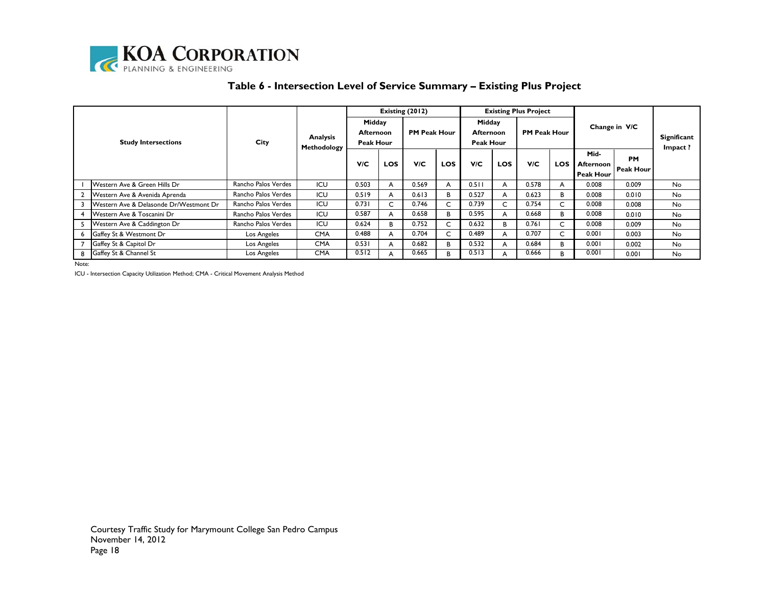## Table 6 - Intersection Level of Service Summary – Existing Plus Project

| | Study Intersections | City | Analysis Methodology | Existing (2012) | | | | Existing Plus Project | | | | Change in V/C | | Significant Impact ? |
|---|---|---|---|---|---|---|---|---|---|---|---|---|---|---|
| | | | | Midday Afternoon Peak Hour | | PM Peak Hour | | Midday Afternoon Peak Hour | | PM Peak Hour | | | | |
| | | | | V/C | LOS | V/C | LOS | V/C | LOS | V/C | LOS | Mid-Afternoon Peak Hour | PM Peak Hour | |
| 1 | Western Ave & Green Hills Dr | Rancho Palos Verdes | ICU | 0.503 | A | 0.569 | A | 0.511 | A | 0.578 | A | 0.008 | 0.009 | No |
| 2 | Western Ave & Avenida Aprenda | Rancho Palos Verdes | ICU | 0.519 | A | 0.613 | B | 0.527 | A | 0.623 | B | 0.008 | 0.010 | No |
| 3 | Western Ave & Delasonde Dr/Westmont Dr | Rancho Palos Verdes | ICU | 0.731 | C | 0.746 | C | 0.739 | C | 0.754 | C | 0.008 | 0.008 | No |
| 4 | Western Ave & Toscanini Dr | Rancho Palos Verdes | ICU | 0.587 | A | 0.658 | B | 0.595 | A | 0.668 | B | 0.008 | 0.010 | No |
| 5 | Western Ave & Caddington Dr | Rancho Palos Verdes | ICU | 0.624 | B | 0.752 | C | 0.632 | B | 0.761 | C | 0.008 | 0.009 | No |
| 6 | Gaffey St & Westmont Dr | Los Angeles | CMA | 0.488 | A | 0.704 | C | 0.489 | A | 0.707 | C | 0.001 | 0.003 | No |
| 7 | Gaffey St & Capitol Dr | Los Angeles | CMA | 0.531 | A | 0.682 | B | 0.532 | A | 0.684 | B | 0.001 | 0.002 | No |
| 8 | Gaffey St & Channel St | Los Angeles | CMA | 0.512 | A | 0.665 | B | 0.513 | A | 0.666 | B | 0.001 | 0.001 | No |

Note:

ICU - Intersection Capacity Utilization Method; CMA - Critical Movement Analysis Method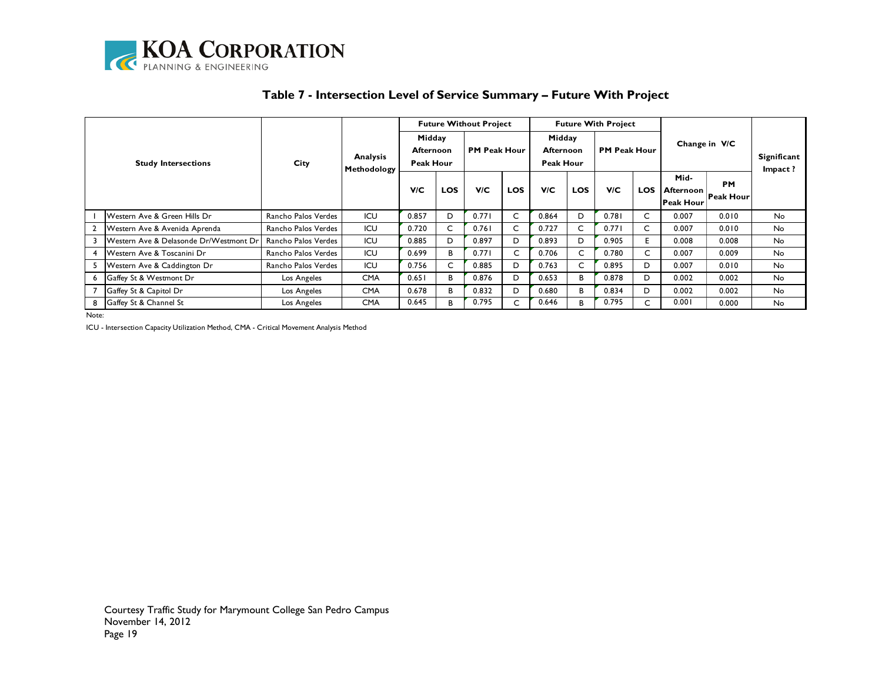## Table 7 - Intersection Level of Service Summary – Future With Project

| | Study Intersections | City | Analysis Methodology | Future Without Project | | | | Future With Project | | | | Change in V/C | | Significant Impact ? |
|---|---|---|---|---|---|---|---|---|---|---|---|---|---|---|
| | | | | Midday Afternoon Peak Hour | | PM Peak Hour | | Midday Afternoon Peak Hour | | PM Peak Hour | | | | |
| | | | | V/C | LOS | V/C | LOS | V/C | LOS | V/C | LOS | Mid-Afternoon Peak Hour | PM Peak Hour | |
| 1 | Western Ave & Green Hills Dr | Rancho Palos Verdes | ICU | 0.857 | D | 0.771 | C | 0.864 | D | 0.781 | C | 0.007 | 0.010 | No |
| 2 | Western Ave & Avenida Aprenda | Rancho Palos Verdes | ICU | 0.720 | C | 0.761 | C | 0.727 | C | 0.771 | C | 0.007 | 0.010 | No |
| 3 | Western Ave & Delasonde Dr/Westmont Dr | Rancho Palos Verdes | ICU | 0.885 | D | 0.897 | D | 0.893 | D | 0.905 | E | 0.008 | 0.008 | No |
| 4 | Western Ave & Toscanini Dr | Rancho Palos Verdes | ICU | 0.699 | B | 0.771 | C | 0.706 | C | 0.780 | C | 0.007 | 0.009 | No |
| 5 | Western Ave & Caddington Dr | Rancho Palos Verdes | ICU | 0.756 | C | 0.885 | D | 0.763 | C | 0.895 | D | 0.007 | 0.010 | No |
| 6 | Gaffey St & Westmont Dr | Los Angeles | CMA | 0.651 | B | 0.876 | D | 0.653 | B | 0.878 | D | 0.002 | 0.002 | No |
| 7 | Gaffey St & Capitol Dr | Los Angeles | CMA | 0.678 | B | 0.832 | D | 0.680 | B | 0.834 | D | 0.002 | 0.002 | No |
| 8 | Gaffey St & Channel St | Los Angeles | CMA | 0.645 | B | 0.795 | C | 0.646 | B | 0.795 | C | 0.001 | 0.000 | No |

Note:

ICU - Intersection Capacity Utilization Method, CMA - Critical Movement Analysis Method

Courtesy Traffic Study for Marymount College San Pedro Campus
November 14, 2012